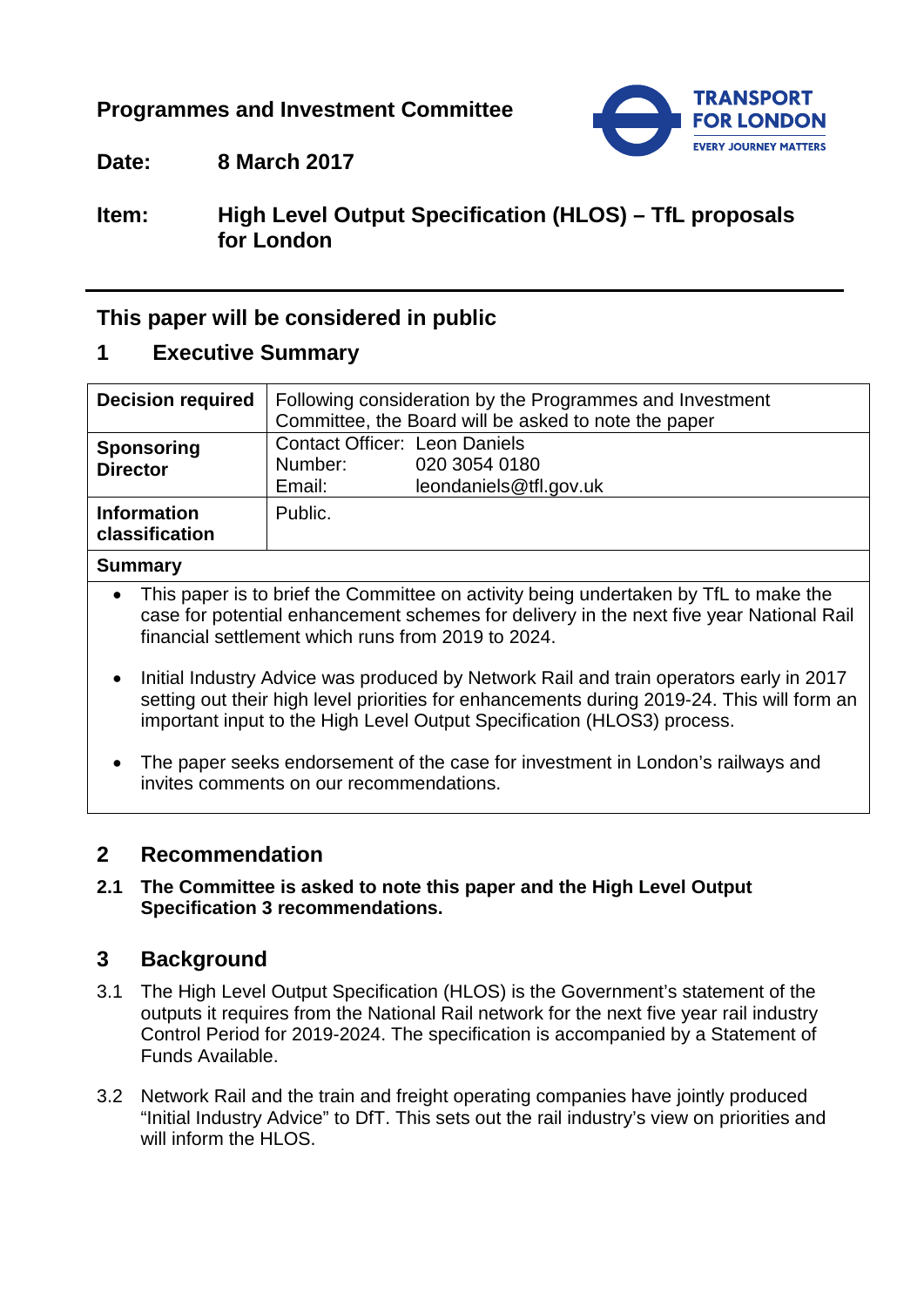**Programmes and Investment Committee**

**Date:** **8 March 2017**

**Item:** **High Level Output Specification (HLOS) – TfL proposals for London**

## This paper will be considered in public

## 1 Executive Summary

| | |
|---|---|
| **Decision required** | Following consideration by the Programmes and Investment Committee, the Board will be asked to note the paper |
| **Sponsoring Director** | Contact Officer: Leon Daniels<br>Number: 020 3054 0180<br>Email: leondaniels@tfl.gov.uk |
| **Information classification** | Public. |

**Summary**

- This paper is to brief the Committee on activity being undertaken by TfL to make the case for potential enhancement schemes for delivery in the next five year National Rail financial settlement which runs from 2019 to 2024.
- Initial Industry Advice was produced by Network Rail and train operators early in 2017 setting out their high level priorities for enhancements during 2019-24. This will form an important input to the High Level Output Specification (HLOS3) process.
- The paper seeks endorsement of the case for investment in London's railways and invites comments on our recommendations.

## 2 Recommendation

**2.1 The Committee is asked to note this paper and the High Level Output Specification 3 recommendations.**

## 3 Background

3.1 The High Level Output Specification (HLOS) is the Government's statement of the outputs it requires from the National Rail network for the next five year rail industry Control Period for 2019-2024. The specification is accompanied by a Statement of Funds Available.

3.2 Network Rail and the train and freight operating companies have jointly produced "Initial Industry Advice" to DfT. This sets out the rail industry's view on priorities and will inform the HLOS.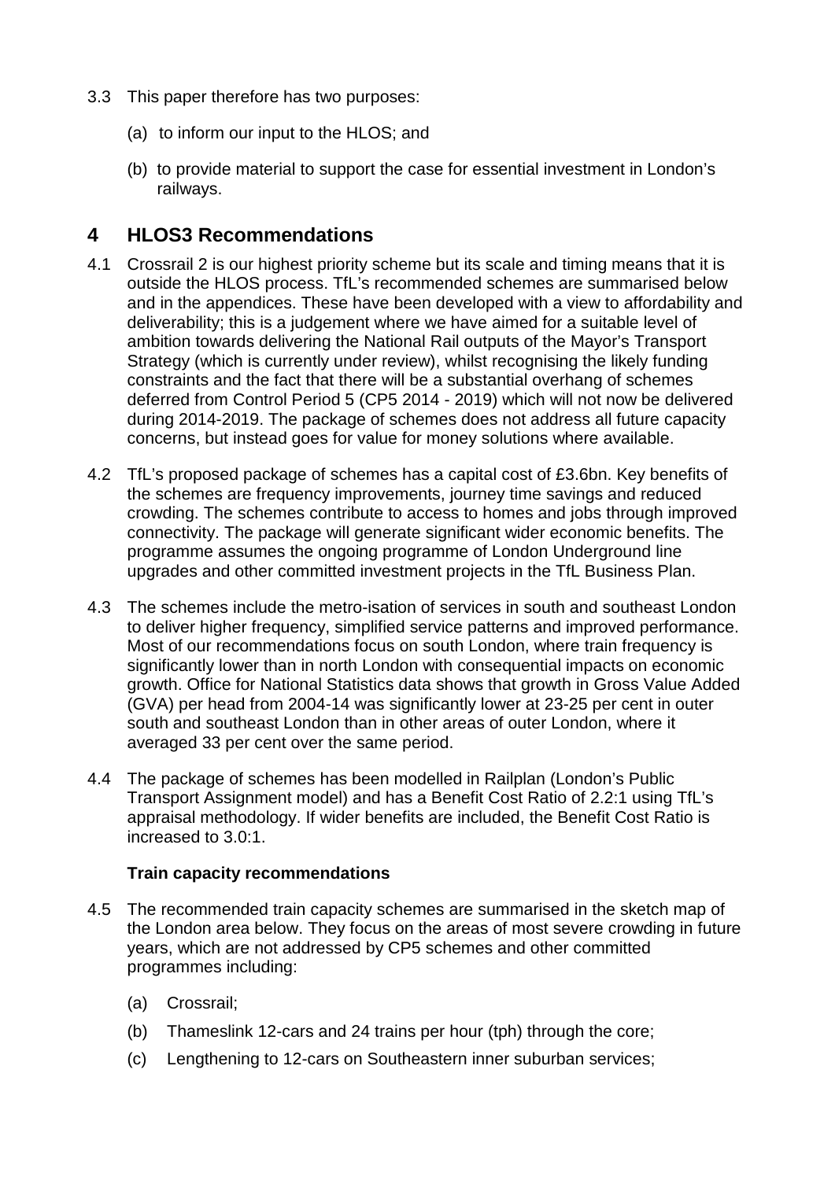3.3 This paper therefore has two purposes:

(a) to inform our input to the HLOS; and

(b) to provide material to support the case for essential investment in London's railways.

## 4 HLOS3 Recommendations

4.1 Crossrail 2 is our highest priority scheme but its scale and timing means that it is outside the HLOS process. TfL's recommended schemes are summarised below and in the appendices. These have been developed with a view to affordability and deliverability; this is a judgement where we have aimed for a suitable level of ambition towards delivering the National Rail outputs of the Mayor's Transport Strategy (which is currently under review), whilst recognising the likely funding constraints and the fact that there will be a substantial overhang of schemes deferred from Control Period 5 (CP5 2014 - 2019) which will not now be delivered during 2014-2019. The package of schemes does not address all future capacity concerns, but instead goes for value for money solutions where available.

4.2 TfL's proposed package of schemes has a capital cost of £3.6bn. Key benefits of the schemes are frequency improvements, journey time savings and reduced crowding. The schemes contribute to access to homes and jobs through improved connectivity. The package will generate significant wider economic benefits. The programme assumes the ongoing programme of London Underground line upgrades and other committed investment projects in the TfL Business Plan.

4.3 The schemes include the metro-isation of services in south and southeast London to deliver higher frequency, simplified service patterns and improved performance. Most of our recommendations focus on south London, where train frequency is significantly lower than in north London with consequential impacts on economic growth. Office for National Statistics data shows that growth in Gross Value Added (GVA) per head from 2004-14 was significantly lower at 23-25 per cent in outer south and southeast London than in other areas of outer London, where it averaged 33 per cent over the same period.

4.4 The package of schemes has been modelled in Railplan (London's Public Transport Assignment model) and has a Benefit Cost Ratio of 2.2:1 using TfL's appraisal methodology. If wider benefits are included, the Benefit Cost Ratio is increased to 3.0:1.

**Train capacity recommendations**

4.5 The recommended train capacity schemes are summarised in the sketch map of the London area below. They focus on the areas of most severe crowding in future years, which are not addressed by CP5 schemes and other committed programmes including:

(a) Crossrail;

(b) Thameslink 12-cars and 24 trains per hour (tph) through the core;

(c) Lengthening to 12-cars on Southeastern inner suburban services;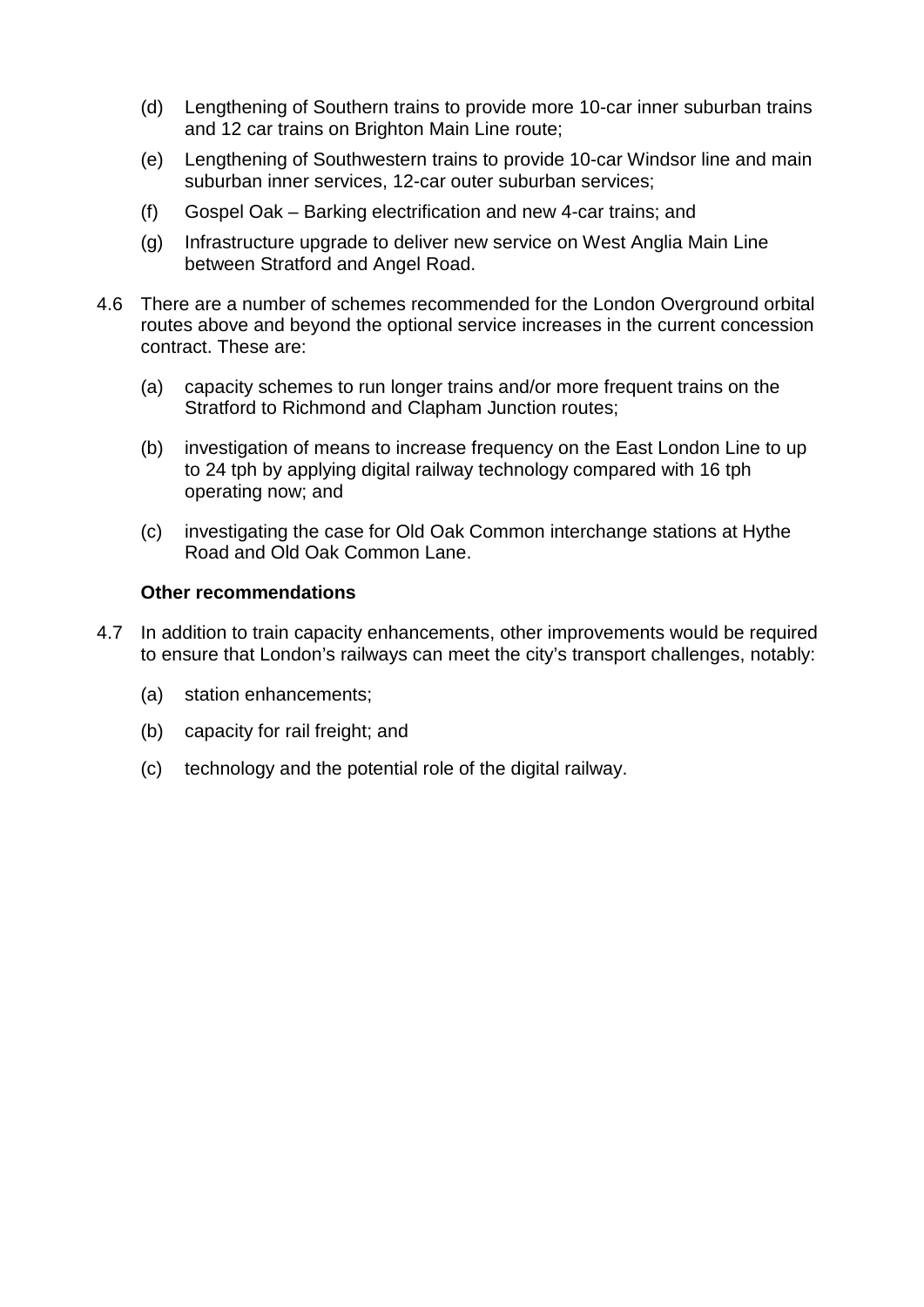(d) Lengthening of Southern trains to provide more 10-car inner suburban trains and 12 car trains on Brighton Main Line route;

(e) Lengthening of Southwestern trains to provide 10-car Windsor line and main suburban inner services, 12-car outer suburban services;

(f) Gospel Oak – Barking electrification and new 4-car trains; and

(g) Infrastructure upgrade to deliver new service on West Anglia Main Line between Stratford and Angel Road.

4.6 There are a number of schemes recommended for the London Overground orbital routes above and beyond the optional service increases in the current concession contract. These are:

(a) capacity schemes to run longer trains and/or more frequent trains on the Stratford to Richmond and Clapham Junction routes;

(b) investigation of means to increase frequency on the East London Line to up to 24 tph by applying digital railway technology compared with 16 tph operating now; and

(c) investigating the case for Old Oak Common interchange stations at Hythe Road and Old Oak Common Lane.

**Other recommendations**

4.7 In addition to train capacity enhancements, other improvements would be required to ensure that London's railways can meet the city's transport challenges, notably:

(a) station enhancements;

(b) capacity for rail freight; and

(c) technology and the potential role of the digital railway.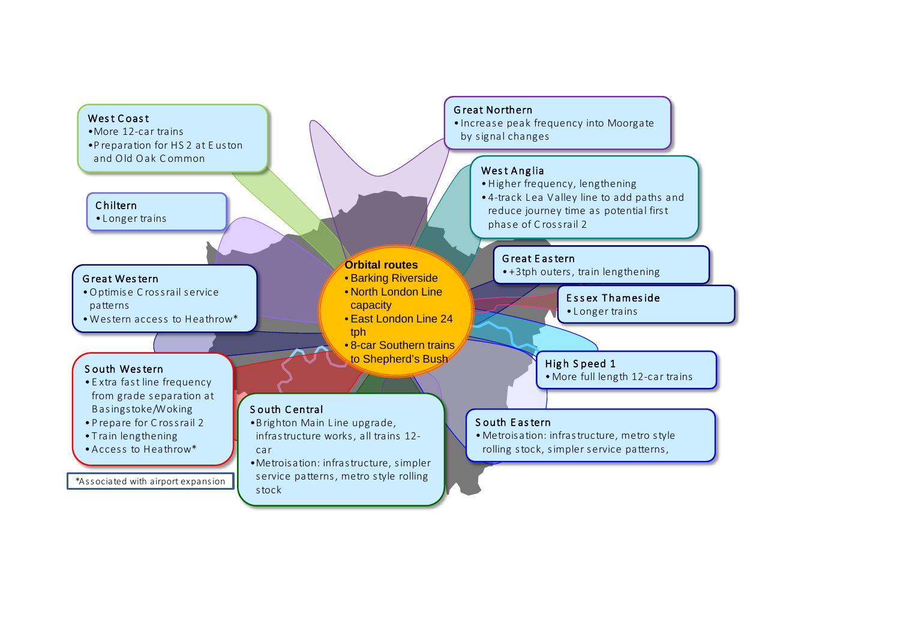**West Coast**
- More 12-car trains
- Preparation for HS2 at Euston and Old Oak Common

**Chiltern**
- Longer trains

**Great Western**
- Optimise Crossrail service patterns
- Western access to Heathrow*

**South Western**
- Extra fast line frequency from grade separation at Basingstoke/Woking
- Prepare for Crossrail 2
- Train lengthening
- Access to Heathrow*

*Associated with airport expansion

**Great Northern**
- Increase peak frequency into Moorgate by signal changes

**West Anglia**
- Higher frequency, lengthening
- 4-track Lea Valley line to add paths and reduce journey time as potential first phase of Crossrail 2

**Great Eastern**
- +3tph outers, train lengthening

**Essex Thameside**
- Longer trains

**High Speed 1**
- More full length 12-car trains

**Orbital routes**
- Barking Riverside
- North London Line capacity
- East London Line 24 tph
- 8-car Southern trains to Shepherd's Bush

**South Central**
- Brighton Main Line upgrade, infrastructure works, all trains 12-car
- Metroisation: infrastructure, simpler service patterns, metro style rolling stock

**South Eastern**
- Metroisation: infrastructure, metro style rolling stock, simpler service patterns,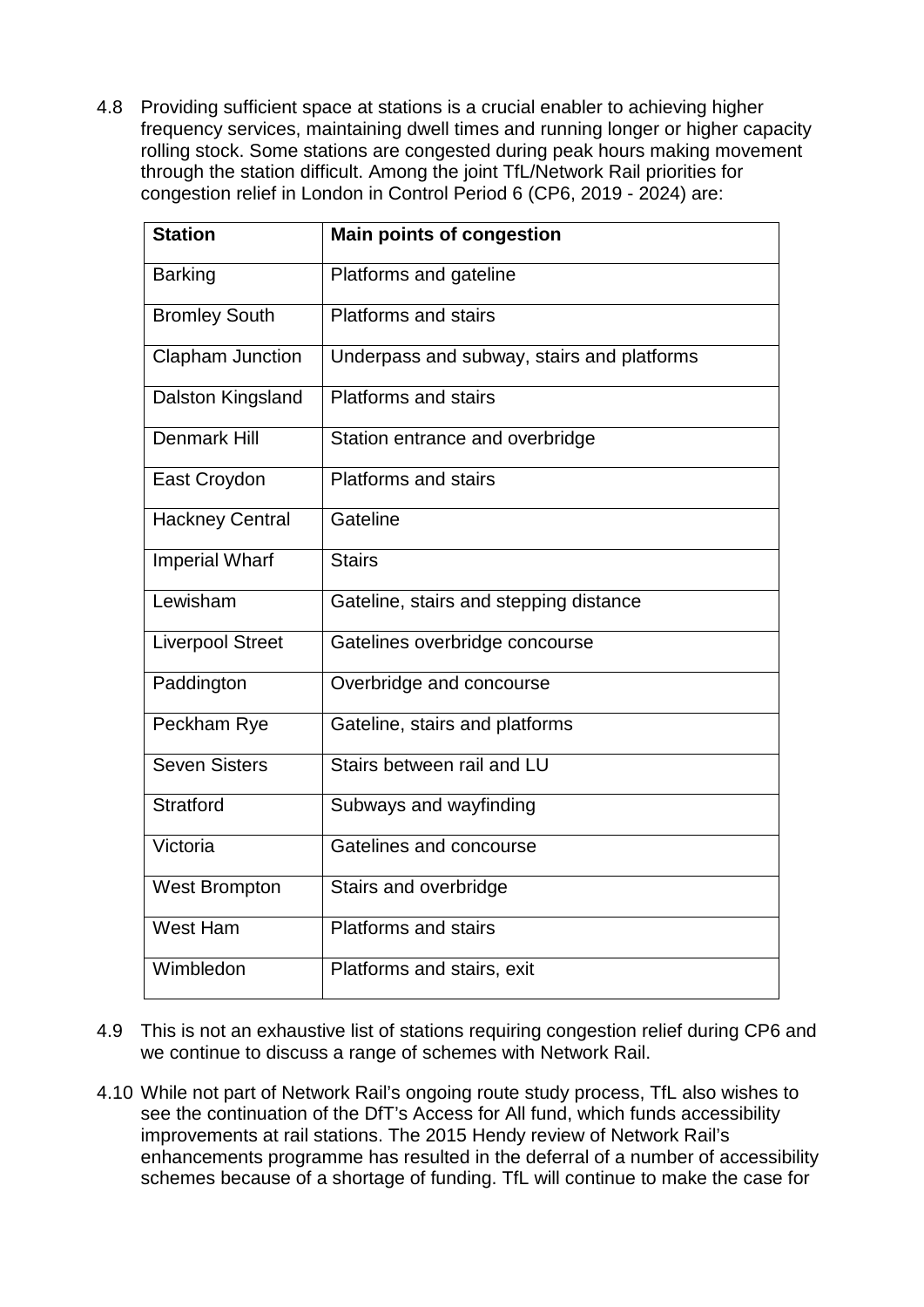4.8 Providing sufficient space at stations is a crucial enabler to achieving higher frequency services, maintaining dwell times and running longer or higher capacity rolling stock. Some stations are congested during peak hours making movement through the station difficult. Among the joint TfL/Network Rail priorities for congestion relief in London in Control Period 6 (CP6, 2019 - 2024) are:

| Station | Main points of congestion |
|---|---|
| Barking | Platforms and gateline |
| Bromley South | Platforms and stairs |
| Clapham Junction | Underpass and subway, stairs and platforms |
| Dalston Kingsland | Platforms and stairs |
| Denmark Hill | Station entrance and overbridge |
| East Croydon | Platforms and stairs |
| Hackney Central | Gateline |
| Imperial Wharf | Stairs |
| Lewisham | Gateline, stairs and stepping distance |
| Liverpool Street | Gatelines overbridge concourse |
| Paddington | Overbridge and concourse |
| Peckham Rye | Gateline, stairs and platforms |
| Seven Sisters | Stairs between rail and LU |
| Stratford | Subways and wayfinding |
| Victoria | Gatelines and concourse |
| West Brompton | Stairs and overbridge |
| West Ham | Platforms and stairs |
| Wimbledon | Platforms and stairs, exit |

4.9 This is not an exhaustive list of stations requiring congestion relief during CP6 and we continue to discuss a range of schemes with Network Rail.

4.10 While not part of Network Rail's ongoing route study process, TfL also wishes to see the continuation of the DfT's Access for All fund, which funds accessibility improvements at rail stations. The 2015 Hendy review of Network Rail's enhancements programme has resulted in the deferral of a number of accessibility schemes because of a shortage of funding. TfL will continue to make the case for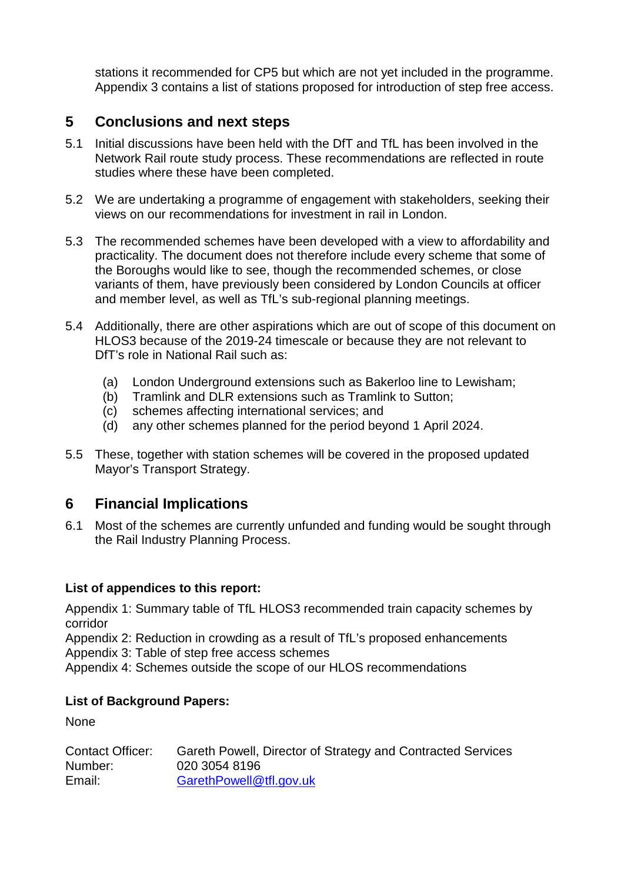stations it recommended for CP5 but which are not yet included in the programme. Appendix 3 contains a list of stations proposed for introduction of step free access.

## 5 Conclusions and next steps

5.1 Initial discussions have been held with the DfT and TfL has been involved in the Network Rail route study process. These recommendations are reflected in route studies where these have been completed.

5.2 We are undertaking a programme of engagement with stakeholders, seeking their views on our recommendations for investment in rail in London.

5.3 The recommended schemes have been developed with a view to affordability and practicality. The document does not therefore include every scheme that some of the Boroughs would like to see, though the recommended schemes, or close variants of them, have previously been considered by London Councils at officer and member level, as well as TfL's sub-regional planning meetings.

5.4 Additionally, there are other aspirations which are out of scope of this document on HLOS3 because of the 2019-24 timescale or because they are not relevant to DfT's role in National Rail such as:

- (a) London Underground extensions such as Bakerloo line to Lewisham;
- (b) Tramlink and DLR extensions such as Tramlink to Sutton;
- (c) schemes affecting international services; and
- (d) any other schemes planned for the period beyond 1 April 2024.

5.5 These, together with station schemes will be covered in the proposed updated Mayor's Transport Strategy.

## 6 Financial Implications

6.1 Most of the schemes are currently unfunded and funding would be sought through the Rail Industry Planning Process.

**List of appendices to this report:**

Appendix 1: Summary table of TfL HLOS3 recommended train capacity schemes by corridor
Appendix 2: Reduction in crowding as a result of TfL's proposed enhancements
Appendix 3: Table of step free access schemes
Appendix 4: Schemes outside the scope of our HLOS recommendations

**List of Background Papers:**

None

Contact Officer: Gareth Powell, Director of Strategy and Contracted Services
Number: 020 3054 8196
Email: GarethPowell@tfl.gov.uk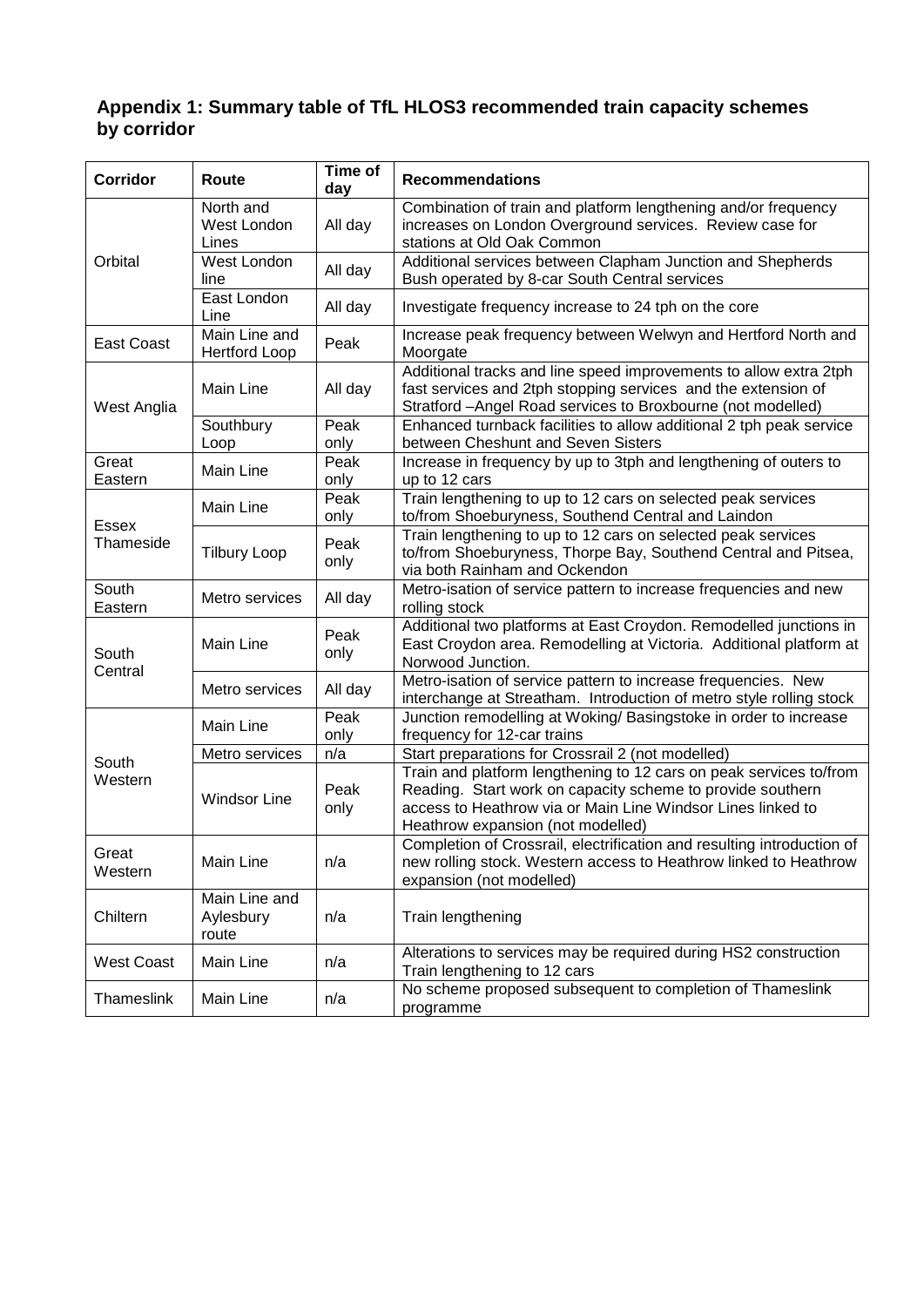## Appendix 1: Summary table of TfL HLOS3 recommended train capacity schemes by corridor

| Corridor | Route | Time of day | Recommendations |
|---|---|---|---|
| Orbital | North and West London Lines | All day | Combination of train and platform lengthening and/or frequency increases on London Overground services. Review case for stations at Old Oak Common |
| | West London line | All day | Additional services between Clapham Junction and Shepherds Bush operated by 8-car South Central services |
| | East London Line | All day | Investigate frequency increase to 24 tph on the core |
| East Coast | Main Line and Hertford Loop | Peak | Increase peak frequency between Welwyn and Hertford North and Moorgate |
| West Anglia | Main Line | All day | Additional tracks and line speed improvements to allow extra 2tph fast services and 2tph stopping services and the extension of Stratford –Angel Road services to Broxbourne (not modelled) |
| | Southbury Loop | Peak only | Enhanced turnback facilities to allow additional 2 tph peak service between Cheshunt and Seven Sisters |
| Great Eastern | Main Line | Peak only | Increase in frequency by up to 3tph and lengthening of outers to up to 12 cars |
| Essex Thameside | Main Line | Peak only | Train lengthening to up to 12 cars on selected peak services to/from Shoeburyness, Southend Central and Laindon |
| | Tilbury Loop | Peak only | Train lengthening to up to 12 cars on selected peak services to/from Shoeburyness, Thorpe Bay, Southend Central and Pitsea, via both Rainham and Ockendon |
| South Eastern | Metro services | All day | Metro-isation of service pattern to increase frequencies and new rolling stock |
| South Central | Main Line | Peak only | Additional two platforms at East Croydon. Remodelled junctions in East Croydon area. Remodelling at Victoria. Additional platform at Norwood Junction. |
| | Metro services | All day | Metro-isation of service pattern to increase frequencies. New interchange at Streatham. Introduction of metro style rolling stock |
| South Western | Main Line | Peak only | Junction remodelling at Woking/ Basingstoke in order to increase frequency for 12-car trains |
| | Metro services | n/a | Start preparations for Crossrail 2 (not modelled) |
| | Windsor Line | Peak only | Train and platform lengthening to 12 cars on peak services to/from Reading. Start work on capacity scheme to provide southern access to Heathrow via or Main Line Windsor Lines linked to Heathrow expansion (not modelled) |
| Great Western | Main Line | n/a | Completion of Crossrail, electrification and resulting introduction of new rolling stock. Western access to Heathrow linked to Heathrow expansion (not modelled) |
| Chiltern | Main Line and Aylesbury route | n/a | Train lengthening |
| West Coast | Main Line | n/a | Alterations to services may be required during HS2 construction Train lengthening to 12 cars |
| Thameslink | Main Line | n/a | No scheme proposed subsequent to completion of Thameslink programme |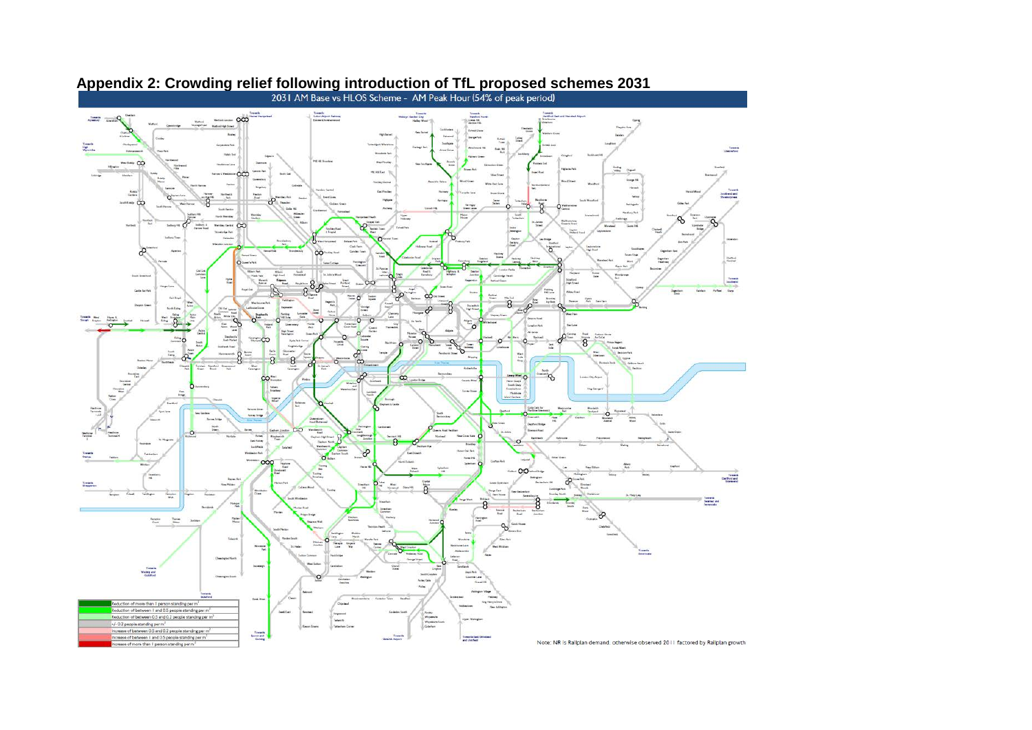## Appendix 2: Crowding relief following introduction of TfL proposed schemes 2031

2031 AM Base vs HLOS Scheme - AM Peak Hour (54% of peak period)

| Legend |
|---|
| Reduction of more than 1 person standing per $m^2$ |
| Reduction of between 1 and 0.5 people standing per $m^2$ |
| Reduction of between 0.5 and 0.2 people standing per $m^2$ |
| +/- 0.2 people standing per $m^2$ |
| Increase of between 0.5 and 0.2 people standing per $m^2$ |
| Increase of between 1 and 0.5 people standing per $m^2$ |
| Increase of more than 1 person standing per $m^2$ |

Note: NR is Railplan demand, otherwise observed 2011 factored by Railplan growth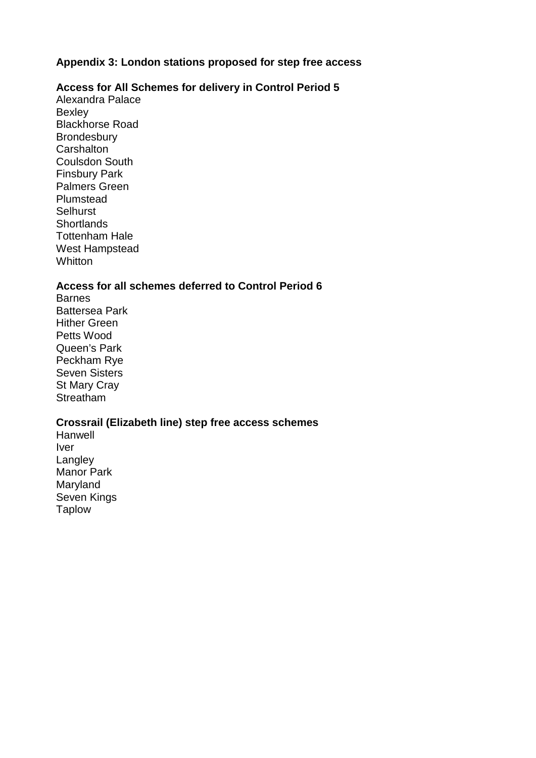## Appendix 3: London stations proposed for step free access

### Access for All Schemes for delivery in Control Period 5

Alexandra Palace
Bexley
Blackhorse Road
Brondesbury
Carshalton
Coulsdon South
Finsbury Park
Palmers Green
Plumstead
Selhurst
Shortlands
Tottenham Hale
West Hampstead
Whitton

### Access for all schemes deferred to Control Period 6

Barnes
Battersea Park
Hither Green
Petts Wood
Queen's Park
Peckham Rye
Seven Sisters
St Mary Cray
Streatham

### Crossrail (Elizabeth line) step free access schemes

Hanwell
Iver
Langley
Manor Park
Maryland
Seven Kings
Taplow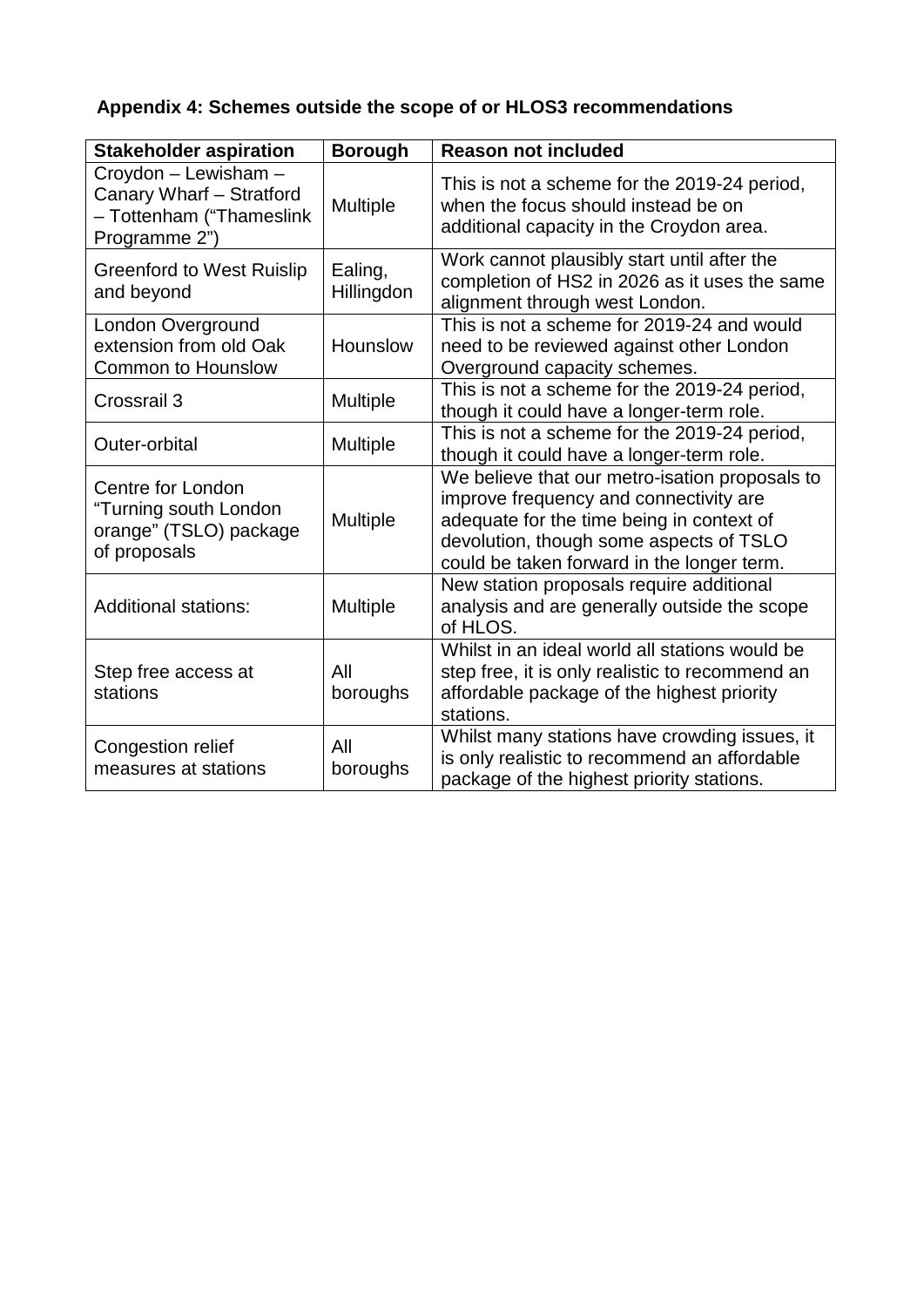**Appendix 4: Schemes outside the scope of or HLOS3 recommendations**

| Stakeholder aspiration | Borough | Reason not included |
|---|---|---|
| Croydon – Lewisham – Canary Wharf – Stratford – Tottenham ("Thameslink Programme 2") | Multiple | This is not a scheme for the 2019-24 period, when the focus should instead be on additional capacity in the Croydon area. |
| Greenford to West Ruislip and beyond | Ealing, Hillingdon | Work cannot plausibly start until after the completion of HS2 in 2026 as it uses the same alignment through west London. |
| London Overground extension from old Oak Common to Hounslow | Hounslow | This is not a scheme for 2019-24 and would need to be reviewed against other London Overground capacity schemes. |
| Crossrail 3 | Multiple | This is not a scheme for the 2019-24 period, though it could have a longer-term role. |
| Outer-orbital | Multiple | This is not a scheme for the 2019-24 period, though it could have a longer-term role. |
| Centre for London "Turning south London orange" (TSLO) package of proposals | Multiple | We believe that our metro-isation proposals to improve frequency and connectivity are adequate for the time being in context of devolution, though some aspects of TSLO could be taken forward in the longer term. |
| Additional stations: | Multiple | New station proposals require additional analysis and are generally outside the scope of HLOS. |
| Step free access at stations | All boroughs | Whilst in an ideal world all stations would be step free, it is only realistic to recommend an affordable package of the highest priority stations. |
| Congestion relief measures at stations | All boroughs | Whilst many stations have crowding issues, it is only realistic to recommend an affordable package of the highest priority stations. |